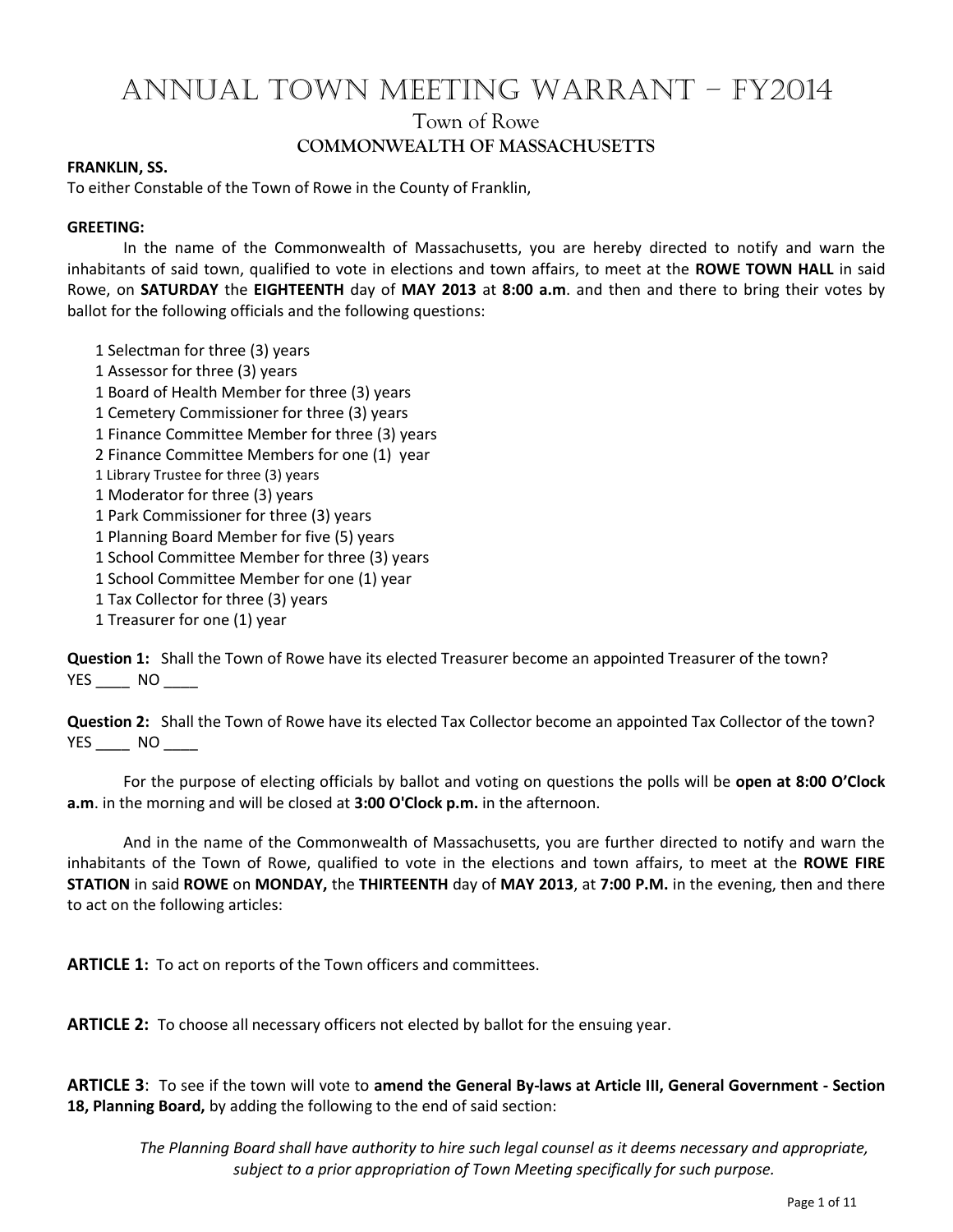# ANNUAL TOWN MEETING WARRANT – FY2014

## Town of Rowe

### COMMONWEALTH OF MASSACHUSETTS

**FRANKLIN, SS.**

To either Constable of the Town of Rowe in the County of Franklin,

**GREETING:**

In the name of the Commonwealth of Massachusetts, you are hereby directed to notify and warn the inhabitants of said town, qualified to vote in elections and town affairs, to meet at the **ROWE TOWN HALL** in said Rowe, on **SATURDAY** the **EIGHTEENTH** day of **MAY 2013** at **8:00 a.m**. and then and there to bring their votes by ballot for the following officials and the following questions:

1 Selectman for three (3) years
1 Assessor for three (3) years
1 Board of Health Member for three (3) years
1 Cemetery Commissioner for three (3) years
1 Finance Committee Member for three (3) years
2 Finance Committee Members for one (1) year
1 Library Trustee for three (3) years
1 Moderator for three (3) years
1 Park Commissioner for three (3) years
1 Planning Board Member for five (5) years
1 School Committee Member for three (3) years
1 School Committee Member for one (1) year
1 Tax Collector for three (3) years
1 Treasurer for one (1) year

**Question 1:** Shall the Town of Rowe have its elected Treasurer become an appointed Treasurer of the town?
YES ____ NO ____

**Question 2:** Shall the Town of Rowe have its elected Tax Collector become an appointed Tax Collector of the town?
YES ____ NO ____

For the purpose of electing officials by ballot and voting on questions the polls will be **open at 8:00 O'Clock a.m**. in the morning and will be closed at **3:00 O'Clock p.m.** in the afternoon.

And in the name of the Commonwealth of Massachusetts, you are further directed to notify and warn the inhabitants of the Town of Rowe, qualified to vote in the elections and town affairs, to meet at the **ROWE FIRE STATION** in said **ROWE** on **MONDAY,** the **THIRTEENTH** day of **MAY 2013**, at **7:00 P.M.** in the evening, then and there to act on the following articles:

**ARTICLE 1:** To act on reports of the Town officers and committees.

**ARTICLE 2:** To choose all necessary officers not elected by ballot for the ensuing year.

**ARTICLE 3**: To see if the town will vote to **amend the General By-laws at Article III, General Government - Section 18, Planning Board,** by adding the following to the end of said section:

*The Planning Board shall have authority to hire such legal counsel as it deems necessary and appropriate, subject to a prior appropriation of Town Meeting specifically for such purpose.*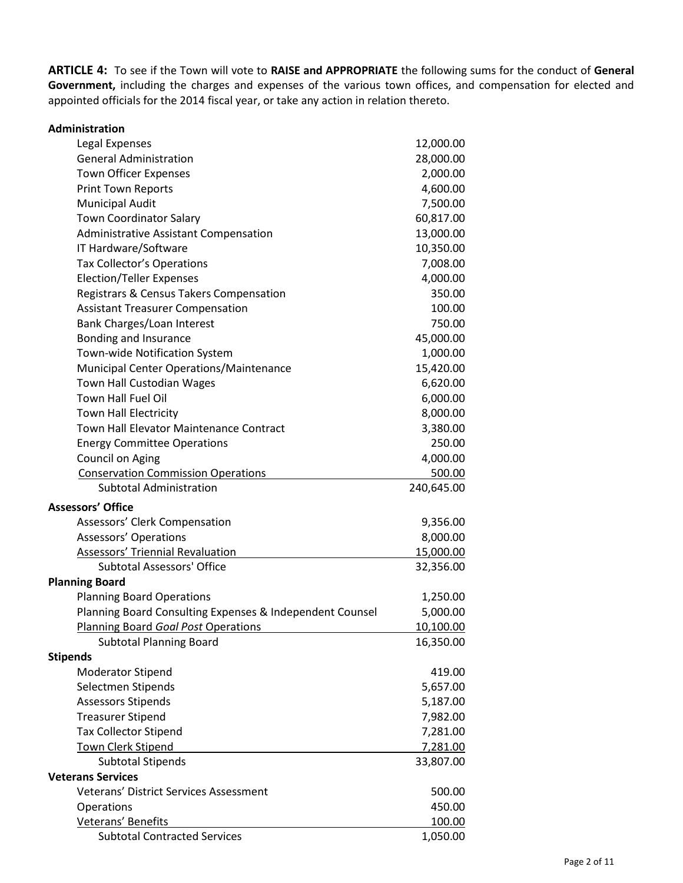**ARTICLE 4:** To see if the Town will vote to **RAISE and APPROPRIATE** the following sums for the conduct of **General Government,** including the charges and expenses of the various town offices, and compensation for elected and appointed officials for the 2014 fiscal year, or take any action in relation thereto.

| | |
|---|---|
| **Administration** | |
| Legal Expenses | 12,000.00 |
| General Administration | 28,000.00 |
| Town Officer Expenses | 2,000.00 |
| Print Town Reports | 4,600.00 |
| Municipal Audit | 7,500.00 |
| Town Coordinator Salary | 60,817.00 |
| Administrative Assistant Compensation | 13,000.00 |
| IT Hardware/Software | 10,350.00 |
| Tax Collector's Operations | 7,008.00 |
| Election/Teller Expenses | 4,000.00 |
| Registrars & Census Takers Compensation | 350.00 |
| Assistant Treasurer Compensation | 100.00 |
| Bank Charges/Loan Interest | 750.00 |
| Bonding and Insurance | 45,000.00 |
| Town-wide Notification System | 1,000.00 |
| Municipal Center Operations/Maintenance | 15,420.00 |
| Town Hall Custodian Wages | 6,620.00 |
| Town Hall Fuel Oil | 6,000.00 |
| Town Hall Electricity | 8,000.00 |
| Town Hall Elevator Maintenance Contract | 3,380.00 |
| Energy Committee Operations | 250.00 |
| Council on Aging | 4,000.00 |
| Conservation Commission Operations | 500.00 |
| Subtotal Administration | 240,645.00 |
| **Assessors' Office** | |
| Assessors' Clerk Compensation | 9,356.00 |
| Assessors' Operations | 8,000.00 |
| Assessors' Triennial Revaluation | 15,000.00 |
| Subtotal Assessors' Office | 32,356.00 |
| **Planning Board** | |
| Planning Board Operations | 1,250.00 |
| Planning Board Consulting Expenses & Independent Counsel | 5,000.00 |
| Planning Board *Goal Post* Operations | 10,100.00 |
| Subtotal Planning Board | 16,350.00 |
| **Stipends** | |
| Moderator Stipend | 419.00 |
| Selectmen Stipends | 5,657.00 |
| Assessors Stipends | 5,187.00 |
| Treasurer Stipend | 7,982.00 |
| Tax Collector Stipend | 7,281.00 |
| Town Clerk Stipend | 7,281.00 |
| Subtotal Stipends | 33,807.00 |
| **Veterans Services** | |
| Veterans' District Services Assessment | 500.00 |
| Operations | 450.00 |
| Veterans' Benefits | 100.00 |
| Subtotal Contracted Services | 1,050.00 |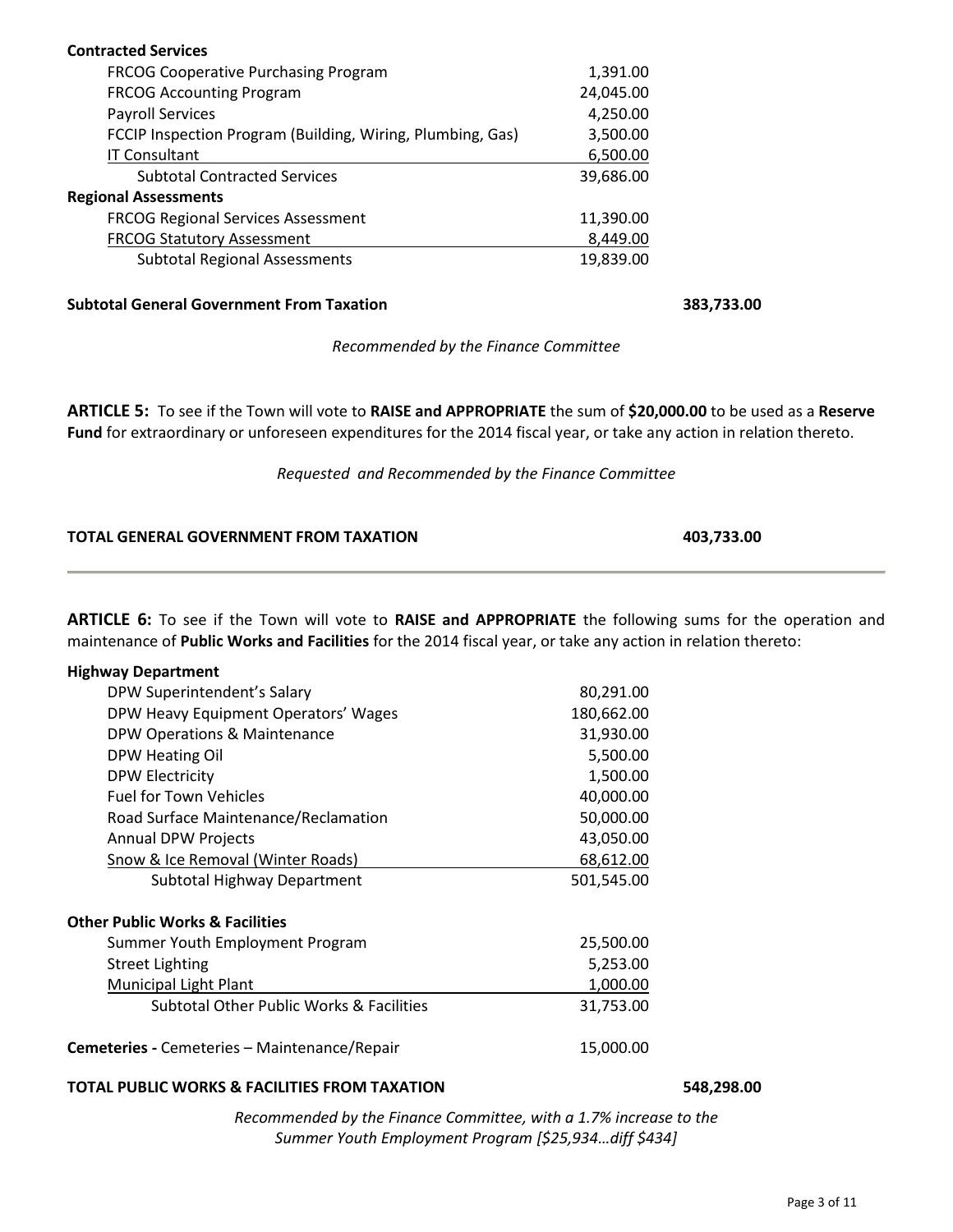**Contracted Services**

| | | |
|---|---|---|
| FRCOG Cooperative Purchasing Program | 1,391.00 | |
| FRCOG Accounting Program | 24,045.00 | |
| Payroll Services | 4,250.00 | |
| FCCIP Inspection Program (Building, Wiring, Plumbing, Gas) | 3,500.00 | |
| IT Consultant | 6,500.00 | |
| Subtotal Contracted Services | 39,686.00 | |

**Regional Assessments**

| | | |
|---|---|---|
| FRCOG Regional Services Assessment | 11,390.00 | |
| FRCOG Statutory Assessment | 8,449.00 | |
| Subtotal Regional Assessments | 19,839.00 | |

**Subtotal General Government From Taxation** **383,733.00**

*Recommended by the Finance Committee*

**ARTICLE 5:** To see if the Town will vote to **RAISE and APPROPRIATE** the sum of **$20,000.00** to be used as a **Reserve Fund** for extraordinary or unforeseen expenditures for the 2014 fiscal year, or take any action in relation thereto.

*Requested and Recommended by the Finance Committee*

**TOTAL GENERAL GOVERNMENT FROM TAXATION** **403,733.00**

---

**ARTICLE 6:** To see if the Town will vote to **RAISE and APPROPRIATE** the following sums for the operation and maintenance of **Public Works and Facilities** for the 2014 fiscal year, or take any action in relation thereto:

**Highway Department**

| | | |
|---|---|---|
| DPW Superintendent's Salary | 80,291.00 | |
| DPW Heavy Equipment Operators' Wages | 180,662.00 | |
| DPW Operations & Maintenance | 31,930.00 | |
| DPW Heating Oil | 5,500.00 | |
| DPW Electricity | 1,500.00 | |
| Fuel for Town Vehicles | 40,000.00 | |
| Road Surface Maintenance/Reclamation | 50,000.00 | |
| Annual DPW Projects | 43,050.00 | |
| Snow & Ice Removal (Winter Roads) | 68,612.00 | |
| Subtotal Highway Department | 501,545.00 | |

**Other Public Works & Facilities**

| | | |
|---|---|---|
| Summer Youth Employment Program | 25,500.00 | |
| Street Lighting | 5,253.00 | |
| Municipal Light Plant | 1,000.00 | |
| Subtotal Other Public Works & Facilities | 31,753.00 | |

**Cemeteries -** Cemeteries – Maintenance/Repair 15,000.00

**TOTAL PUBLIC WORKS & FACILITIES FROM TAXATION** **548,298.00**

*Recommended by the Finance Committee, with a 1.7% increase to the Summer Youth Employment Program [$25,934…diff $434]*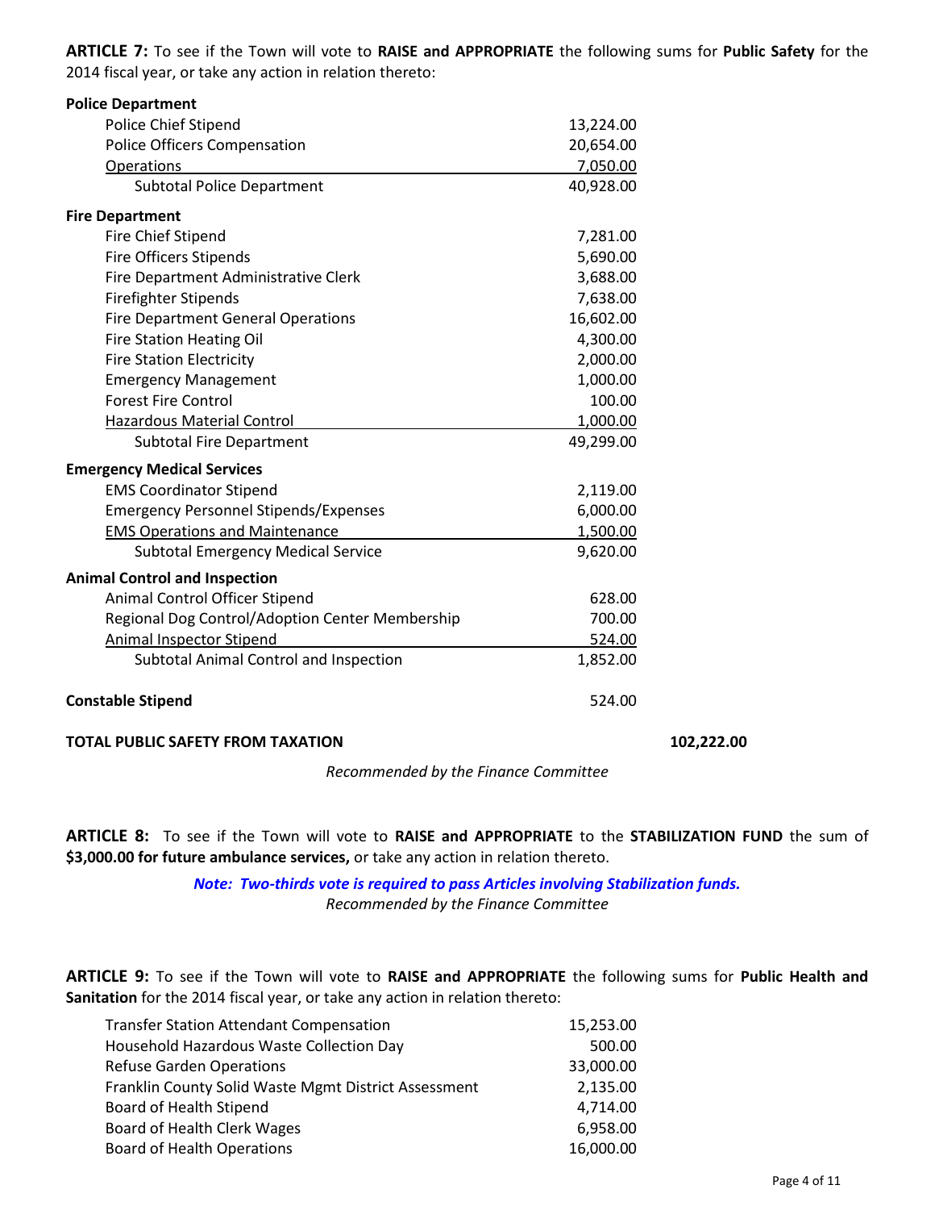**ARTICLE 7:** To see if the Town will vote to **RAISE and APPROPRIATE** the following sums for **Public Safety** for the 2014 fiscal year, or take any action in relation thereto:

| | | |
|---|---|---|
| **Police Department** | | |
| Police Chief Stipend | 13,224.00 | |
| Police Officers Compensation | 20,654.00 | |
| Operations | 7,050.00 | |
| Subtotal Police Department | 40,928.00 | |
| **Fire Department** | | |
| Fire Chief Stipend | 7,281.00 | |
| Fire Officers Stipends | 5,690.00 | |
| Fire Department Administrative Clerk | 3,688.00 | |
| Firefighter Stipends | 7,638.00 | |
| Fire Department General Operations | 16,602.00 | |
| Fire Station Heating Oil | 4,300.00 | |
| Fire Station Electricity | 2,000.00 | |
| Emergency Management | 1,000.00 | |
| Forest Fire Control | 100.00 | |
| Hazardous Material Control | 1,000.00 | |
| Subtotal Fire Department | 49,299.00 | |
| **Emergency Medical Services** | | |
| EMS Coordinator Stipend | 2,119.00 | |
| Emergency Personnel Stipends/Expenses | 6,000.00 | |
| EMS Operations and Maintenance | 1,500.00 | |
| Subtotal Emergency Medical Service | 9,620.00 | |
| **Animal Control and Inspection** | | |
| Animal Control Officer Stipend | 628.00 | |
| Regional Dog Control/Adoption Center Membership | 700.00 | |
| Animal Inspector Stipend | 524.00 | |
| Subtotal Animal Control and Inspection | 1,852.00 | |
| **Constable Stipend** | 524.00 | |
| **TOTAL PUBLIC SAFETY FROM TAXATION** | | **102,222.00** |

*Recommended by the Finance Committee*

**ARTICLE 8:** To see if the Town will vote to **RAISE and APPROPRIATE** to the **STABILIZATION FUND** the sum of **$3,000.00 for future ambulance services,** or take any action in relation thereto.

***Note: Two-thirds vote is required to pass Articles involving Stabilization funds.***
*Recommended by the Finance Committee*

**ARTICLE 9:** To see if the Town will vote to **RAISE and APPROPRIATE** the following sums for **Public Health and Sanitation** for the 2014 fiscal year, or take any action in relation thereto:

| | |
|---|---|
| Transfer Station Attendant Compensation | 15,253.00 |
| Household Hazardous Waste Collection Day | 500.00 |
| Refuse Garden Operations | 33,000.00 |
| Franklin County Solid Waste Mgmt District Assessment | 2,135.00 |
| Board of Health Stipend | 4,714.00 |
| Board of Health Clerk Wages | 6,958.00 |
| Board of Health Operations | 16,000.00 |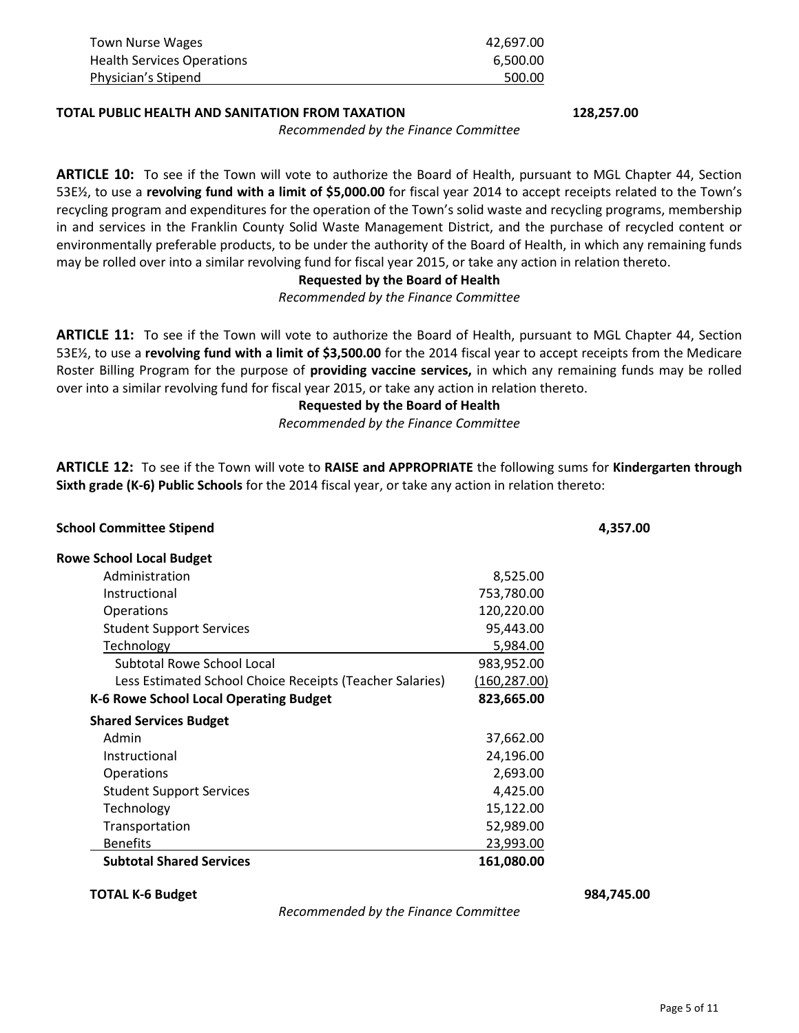| | |
|---|---|
| Town Nurse Wages | 42,697.00 |
| Health Services Operations | 6,500.00 |
| Physician's Stipend | 500.00 |

**TOTAL PUBLIC HEALTH AND SANITATION FROM TAXATION** **128,257.00**

*Recommended by the Finance Committee*

**ARTICLE 10:** To see if the Town will vote to authorize the Board of Health, pursuant to MGL Chapter 44, Section 53E½, to use a **revolving fund with a limit of $5,000.00** for fiscal year 2014 to accept receipts related to the Town's recycling program and expenditures for the operation of the Town's solid waste and recycling programs, membership in and services in the Franklin County Solid Waste Management District, and the purchase of recycled content or environmentally preferable products, to be under the authority of the Board of Health, in which any remaining funds may be rolled over into a similar revolving fund for fiscal year 2015, or take any action in relation thereto.

**Requested by the Board of Health**

*Recommended by the Finance Committee*

**ARTICLE 11:** To see if the Town will vote to authorize the Board of Health, pursuant to MGL Chapter 44, Section 53E½, to use a **revolving fund with a limit of $3,500.00** for the 2014 fiscal year to accept receipts from the Medicare Roster Billing Program for the purpose of **providing vaccine services,** in which any remaining funds may be rolled over into a similar revolving fund for fiscal year 2015, or take any action in relation thereto.

**Requested by the Board of Health**

*Recommended by the Finance Committee*

**ARTICLE 12:** To see if the Town will vote to **RAISE and APPROPRIATE** the following sums for **Kindergarten through Sixth grade (K-6) Public Schools** for the 2014 fiscal year, or take any action in relation thereto:

| | | |
|---|---|---|
| **School Committee Stipend** | | **4,357.00** |
| **Rowe School Local Budget** | | |
| Administration | 8,525.00 | |
| Instructional | 753,780.00 | |
| Operations | 120,220.00 | |
| Student Support Services | 95,443.00 | |
| Technology | 5,984.00 | |
| Subtotal Rowe School Local | 983,952.00 | |
| Less Estimated School Choice Receipts (Teacher Salaries) | (160,287.00) | |
| **K-6 Rowe School Local Operating Budget** | **823,665.00** | |
| **Shared Services Budget** | | |
| Admin | 37,662.00 | |
| Instructional | 24,196.00 | |
| Operations | 2,693.00 | |
| Student Support Services | 4,425.00 | |
| Technology | 15,122.00 | |
| Transportation | 52,989.00 | |
| Benefits | 23,993.00 | |
| **Subtotal Shared Services** | **161,080.00** | |
| **TOTAL K-6 Budget** | | **984,745.00** |

*Recommended by the Finance Committee*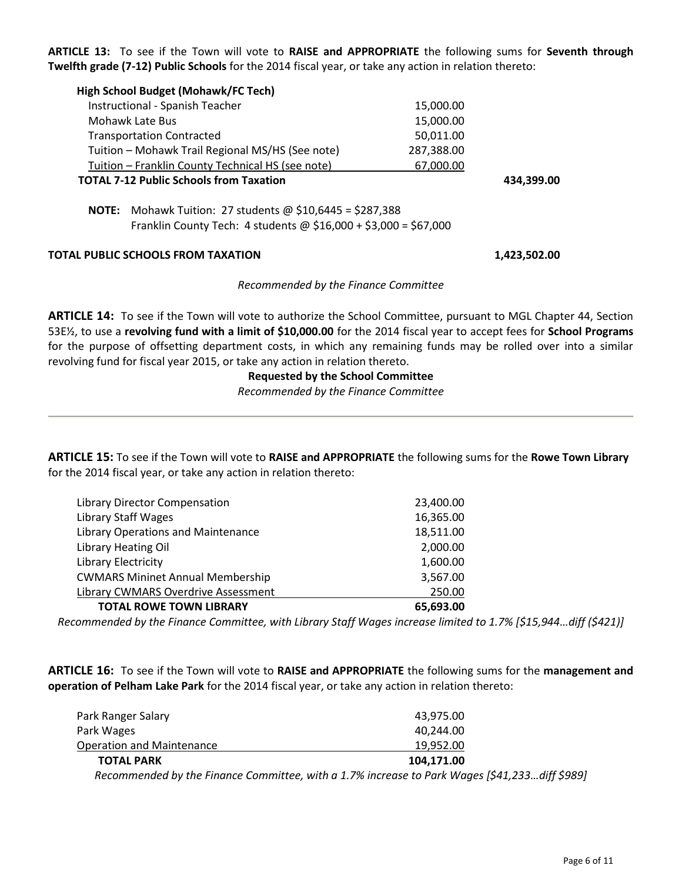**ARTICLE 13:** To see if the Town will vote to **RAISE and APPROPRIATE** the following sums for **Seventh through Twelfth grade (7-12) Public Schools** for the 2014 fiscal year, or take any action in relation thereto:

| **High School Budget (Mohawk/FC Tech)** | | |
|---|---|---|
| Instructional - Spanish Teacher | 15,000.00 | |
| Mohawk Late Bus | 15,000.00 | |
| Transportation Contracted | 50,011.00 | |
| Tuition – Mohawk Trail Regional MS/HS (See note) | 287,388.00 | |
| Tuition – Franklin County Technical HS (see note) | 67,000.00 | |
| **TOTAL 7-12 Public Schools from Taxation** | | **434,399.00** |

**NOTE:** Mohawk Tuition: 27 students @ $10,6445 = $287,388
Franklin County Tech: 4 students @ $16,000 + $3,000 = $67,000

**TOTAL PUBLIC SCHOOLS FROM TAXATION** **1,423,502.00**

*Recommended by the Finance Committee*

**ARTICLE 14:** To see if the Town will vote to authorize the School Committee, pursuant to MGL Chapter 44, Section 53E½, to use a **revolving fund with a limit of $10,000.00** for the 2014 fiscal year to accept fees for **School Programs** for the purpose of offsetting department costs, in which any remaining funds may be rolled over into a similar revolving fund for fiscal year 2015, or take any action in relation thereto.

**Requested by the School Committee**
*Recommended by the Finance Committee*

---

**ARTICLE 15:** To see if the Town will vote to **RAISE and APPROPRIATE** the following sums for the **Rowe Town Library** for the 2014 fiscal year, or take any action in relation thereto:

| Item | Amount |
|---|---|
| Library Director Compensation | 23,400.00 |
| Library Staff Wages | 16,365.00 |
| Library Operations and Maintenance | 18,511.00 |
| Library Heating Oil | 2,000.00 |
| Library Electricity | 1,600.00 |
| CWMARS Mininet Annual Membership | 3,567.00 |
| Library CWMARS Overdrive Assessment | 250.00 |
| **TOTAL ROWE TOWN LIBRARY** | **65,693.00** |

*Recommended by the Finance Committee, with Library Staff Wages increase limited to 1.7% [$15,944…diff ($421)]*

**ARTICLE 16:** To see if the Town will vote to **RAISE and APPROPRIATE** the following sums for the **management and operation of Pelham Lake Park** for the 2014 fiscal year, or take any action in relation thereto:

| Item | Amount |
|---|---|
| Park Ranger Salary | 43,975.00 |
| Park Wages | 40,244.00 |
| Operation and Maintenance | 19,952.00 |
| **TOTAL PARK** | **104,171.00** |

*Recommended by the Finance Committee, with a 1.7% increase to Park Wages [$41,233…diff $989]*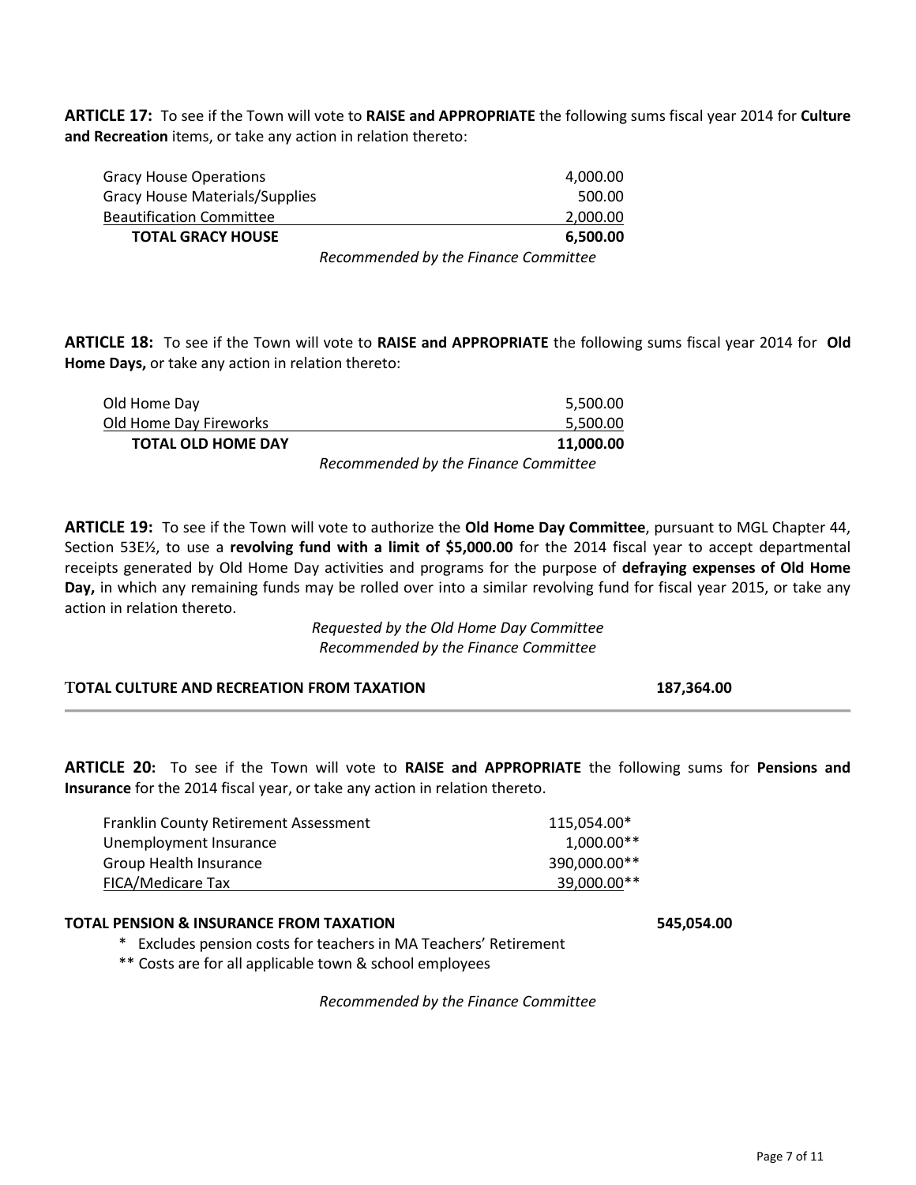**ARTICLE 17:** To see if the Town will vote to **RAISE and APPROPRIATE** the following sums fiscal year 2014 for **Culture and Recreation** items, or take any action in relation thereto:

| | |
|---|---|
| Gracy House Operations | 4,000.00 |
| Gracy House Materials/Supplies | 500.00 |
| Beautification Committee | 2,000.00 |
| **TOTAL GRACY HOUSE** | **6,500.00** |

*Recommended by the Finance Committee*

**ARTICLE 18:** To see if the Town will vote to **RAISE and APPROPRIATE** the following sums fiscal year 2014 for **Old Home Days,** or take any action in relation thereto:

| | |
|---|---|
| Old Home Day | 5,500.00 |
| Old Home Day Fireworks | 5,500.00 |
| **TOTAL OLD HOME DAY** | **11,000.00** |

*Recommended by the Finance Committee*

**ARTICLE 19:** To see if the Town will vote to authorize the **Old Home Day Committee**, pursuant to MGL Chapter 44, Section 53E½, to use a **revolving fund with a limit of $5,000.00** for the 2014 fiscal year to accept departmental receipts generated by Old Home Day activities and programs for the purpose of **defraying expenses of Old Home Day,** in which any remaining funds may be rolled over into a similar revolving fund for fiscal year 2015, or take any action in relation thereto.

*Requested by the Old Home Day Committee*
*Recommended by the Finance Committee*

**TOTAL CULTURE AND RECREATION FROM TAXATION** **187,364.00**

---

**ARTICLE 20:** To see if the Town will vote to **RAISE and APPROPRIATE** the following sums for **Pensions and Insurance** for the 2014 fiscal year, or take any action in relation thereto.

| | |
|---|---|
| Franklin County Retirement Assessment | 115,054.00* |
| Unemployment Insurance | 1,000.00** |
| Group Health Insurance | 390,000.00** |
| FICA/Medicare Tax | 39,000.00** |

**TOTAL PENSION & INSURANCE FROM TAXATION** **545,054.00**

\* Excludes pension costs for teachers in MA Teachers' Retirement

\*\* Costs are for all applicable town & school employees

*Recommended by the Finance Committee*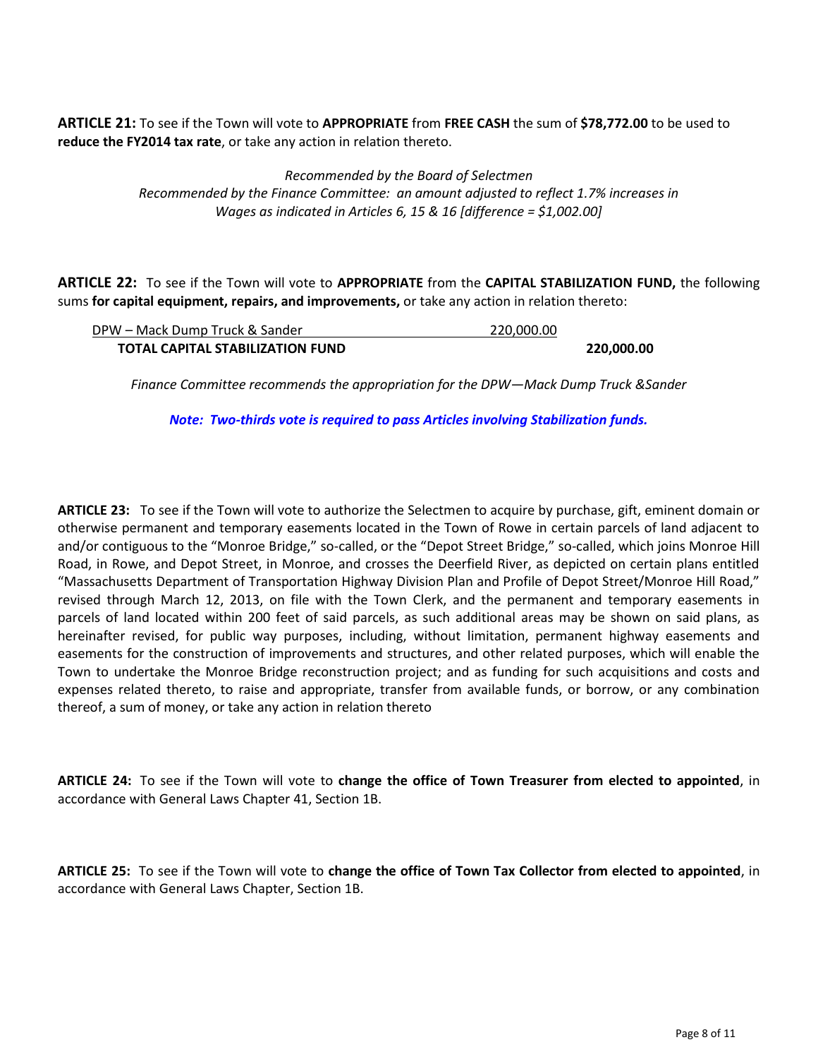**ARTICLE 21:** To see if the Town will vote to **APPROPRIATE** from **FREE CASH** the sum of **$78,772.00** to be used to **reduce the FY2014 tax rate**, or take any action in relation thereto.

*Recommended by the Board of Selectmen*
*Recommended by the Finance Committee: an amount adjusted to reflect 1.7% increases in Wages as indicated in Articles 6, 15 & 16 [difference = $1,002.00]*

**ARTICLE 22:** To see if the Town will vote to **APPROPRIATE** from the **CAPITAL STABILIZATION FUND,** the following sums **for capital equipment, repairs, and improvements,** or take any action in relation thereto:

| | | |
|---|---|---|
| DPW – Mack Dump Truck & Sander | 220,000.00 | |
| **TOTAL CAPITAL STABILIZATION FUND** | | **220,000.00** |

*Finance Committee recommends the appropriation for the DPW—Mack Dump Truck &Sander*

***Note: Two-thirds vote is required to pass Articles involving Stabilization funds.***

**ARTICLE 23:** To see if the Town will vote to authorize the Selectmen to acquire by purchase, gift, eminent domain or otherwise permanent and temporary easements located in the Town of Rowe in certain parcels of land adjacent to and/or contiguous to the "Monroe Bridge," so-called, or the "Depot Street Bridge," so-called, which joins Monroe Hill Road, in Rowe, and Depot Street, in Monroe, and crosses the Deerfield River, as depicted on certain plans entitled "Massachusetts Department of Transportation Highway Division Plan and Profile of Depot Street/Monroe Hill Road," revised through March 12, 2013, on file with the Town Clerk, and the permanent and temporary easements in parcels of land located within 200 feet of said parcels, as such additional areas may be shown on said plans, as hereinafter revised, for public way purposes, including, without limitation, permanent highway easements and easements for the construction of improvements and structures, and other related purposes, which will enable the Town to undertake the Monroe Bridge reconstruction project; and as funding for such acquisitions and costs and expenses related thereto, to raise and appropriate, transfer from available funds, or borrow, or any combination thereof, a sum of money, or take any action in relation thereto

**ARTICLE 24:** To see if the Town will vote to **change the office of Town Treasurer from elected to appointed**, in accordance with General Laws Chapter 41, Section 1B.

**ARTICLE 25:** To see if the Town will vote to **change the office of Town Tax Collector from elected to appointed**, in accordance with General Laws Chapter, Section 1B.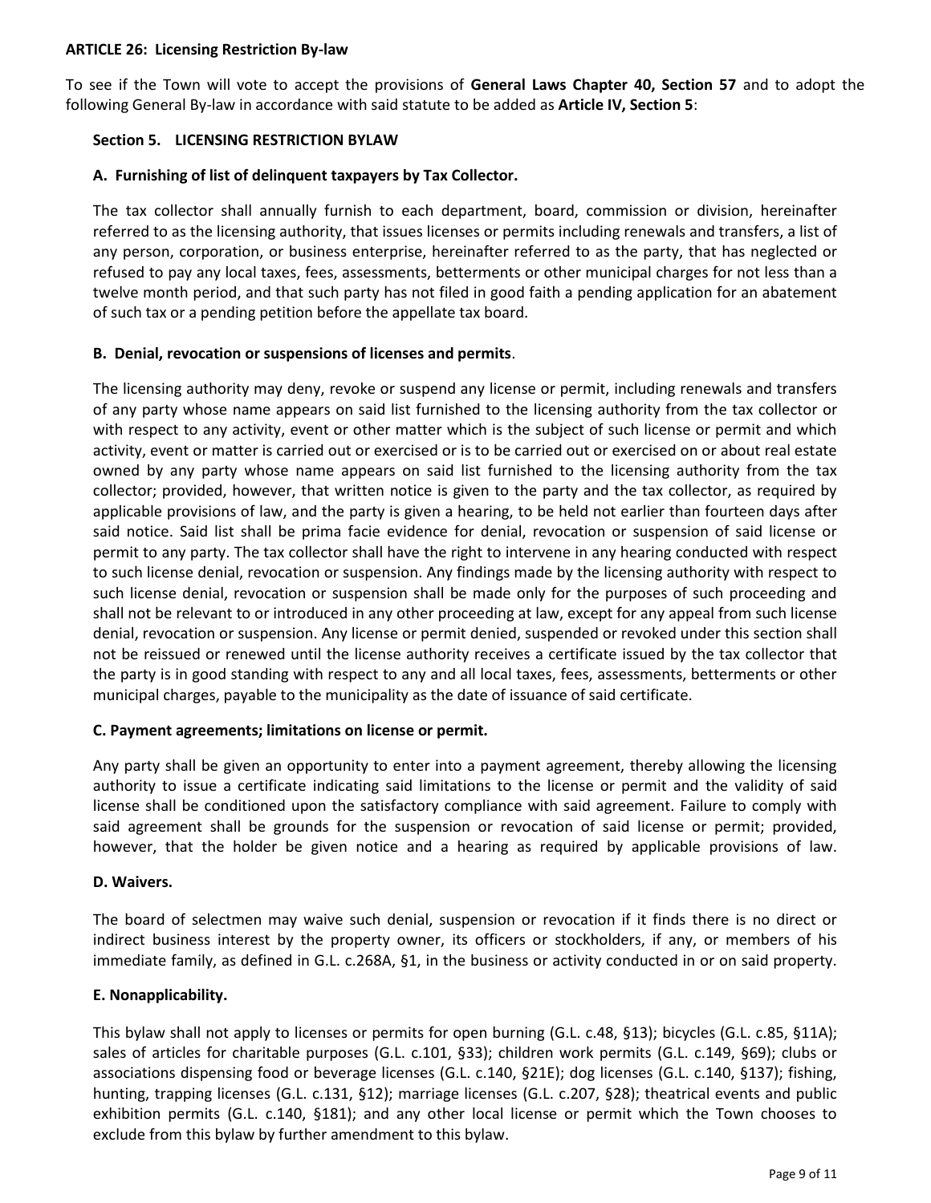**ARTICLE 26: Licensing Restriction By-law**

To see if the Town will vote to accept the provisions of **General Laws Chapter 40, Section 57** and to adopt the following General By-law in accordance with said statute to be added as **Article IV, Section 5**:

**Section 5. LICENSING RESTRICTION BYLAW**

**A. Furnishing of list of delinquent taxpayers by Tax Collector.**

The tax collector shall annually furnish to each department, board, commission or division, hereinafter referred to as the licensing authority, that issues licenses or permits including renewals and transfers, a list of any person, corporation, or business enterprise, hereinafter referred to as the party, that has neglected or refused to pay any local taxes, fees, assessments, betterments or other municipal charges for not less than a twelve month period, and that such party has not filed in good faith a pending application for an abatement of such tax or a pending petition before the appellate tax board.

**B. Denial, revocation or suspensions of licenses and permits**.

The licensing authority may deny, revoke or suspend any license or permit, including renewals and transfers of any party whose name appears on said list furnished to the licensing authority from the tax collector or with respect to any activity, event or other matter which is the subject of such license or permit and which activity, event or matter is carried out or exercised or is to be carried out or exercised on or about real estate owned by any party whose name appears on said list furnished to the licensing authority from the tax collector; provided, however, that written notice is given to the party and the tax collector, as required by applicable provisions of law, and the party is given a hearing, to be held not earlier than fourteen days after said notice. Said list shall be prima facie evidence for denial, revocation or suspension of said license or permit to any party. The tax collector shall have the right to intervene in any hearing conducted with respect to such license denial, revocation or suspension. Any findings made by the licensing authority with respect to such license denial, revocation or suspension shall be made only for the purposes of such proceeding and shall not be relevant to or introduced in any other proceeding at law, except for any appeal from such license denial, revocation or suspension. Any license or permit denied, suspended or revoked under this section shall not be reissued or renewed until the license authority receives a certificate issued by the tax collector that the party is in good standing with respect to any and all local taxes, fees, assessments, betterments or other municipal charges, payable to the municipality as the date of issuance of said certificate.

**C. Payment agreements; limitations on license or permit.**

Any party shall be given an opportunity to enter into a payment agreement, thereby allowing the licensing authority to issue a certificate indicating said limitations to the license or permit and the validity of said license shall be conditioned upon the satisfactory compliance with said agreement. Failure to comply with said agreement shall be grounds for the suspension or revocation of said license or permit; provided, however, that the holder be given notice and a hearing as required by applicable provisions of law.

**D. Waivers.**

The board of selectmen may waive such denial, suspension or revocation if it finds there is no direct or indirect business interest by the property owner, its officers or stockholders, if any, or members of his immediate family, as defined in G.L. c.268A, §1, in the business or activity conducted in or on said property.

**E. Nonapplicability.**

This bylaw shall not apply to licenses or permits for open burning (G.L. c.48, §13); bicycles (G.L. c.85, §11A); sales of articles for charitable purposes (G.L. c.101, §33); children work permits (G.L. c.149, §69); clubs or associations dispensing food or beverage licenses (G.L. c.140, §21E); dog licenses (G.L. c.140, §137); fishing, hunting, trapping licenses (G.L. c.131, §12); marriage licenses (G.L. c.207, §28); theatrical events and public exhibition permits (G.L. c.140, §181); and any other local license or permit which the Town chooses to exclude from this bylaw by further amendment to this bylaw.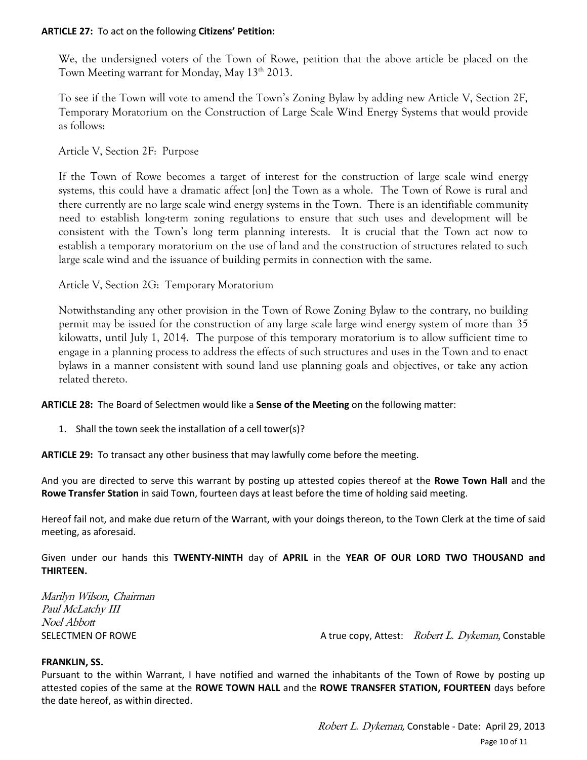**ARTICLE 27:** To act on the following **Citizens' Petition:**

We, the undersigned voters of the Town of Rowe, petition that the above article be placed on the Town Meeting warrant for Monday, May 13th 2013.

To see if the Town will vote to amend the Town's Zoning Bylaw by adding new Article V, Section 2F, Temporary Moratorium on the Construction of Large Scale Wind Energy Systems that would provide as follows:

Article V, Section 2F: Purpose

If the Town of Rowe becomes a target of interest for the construction of large scale wind energy systems, this could have a dramatic affect [on] the Town as a whole. The Town of Rowe is rural and there currently are no large scale wind energy systems in the Town. There is an identifiable community need to establish long-term zoning regulations to ensure that such uses and development will be consistent with the Town's long term planning interests. It is crucial that the Town act now to establish a temporary moratorium on the use of land and the construction of structures related to such large scale wind and the issuance of building permits in connection with the same.

Article V, Section 2G: Temporary Moratorium

Notwithstanding any other provision in the Town of Rowe Zoning Bylaw to the contrary, no building permit may be issued for the construction of any large scale large wind energy system of more than 35 kilowatts, until July 1, 2014. The purpose of this temporary moratorium is to allow sufficient time to engage in a planning process to address the effects of such structures and uses in the Town and to enact bylaws in a manner consistent with sound land use planning goals and objectives, or take any action related thereto.

**ARTICLE 28:** The Board of Selectmen would like a **Sense of the Meeting** on the following matter:

1. Shall the town seek the installation of a cell tower(s)?

**ARTICLE 29:** To transact any other business that may lawfully come before the meeting.

And you are directed to serve this warrant by posting up attested copies thereof at the **Rowe Town Hall** and the **Rowe Transfer Station** in said Town, fourteen days at least before the time of holding said meeting.

Hereof fail not, and make due return of the Warrant, with your doings thereon, to the Town Clerk at the time of said meeting, as aforesaid.

Given under our hands this **TWENTY-NINTH** day of **APRIL** in the **YEAR OF OUR LORD TWO THOUSAND and THIRTEEN.**

*Marilyn Wilson, Chairman*
*Paul McLatchy III*
*Noel Abbott*
SELECTMEN OF ROWE

A true copy, Attest: *Robert L. Dykeman*, Constable

**FRANKLIN, SS.**

Pursuant to the within Warrant, I have notified and warned the inhabitants of the Town of Rowe by posting up attested copies of the same at the **ROWE TOWN HALL** and the **ROWE TRANSFER STATION, FOURTEEN** days before the date hereof, as within directed.

*Robert L. Dykeman*, Constable - Date: April 29, 2013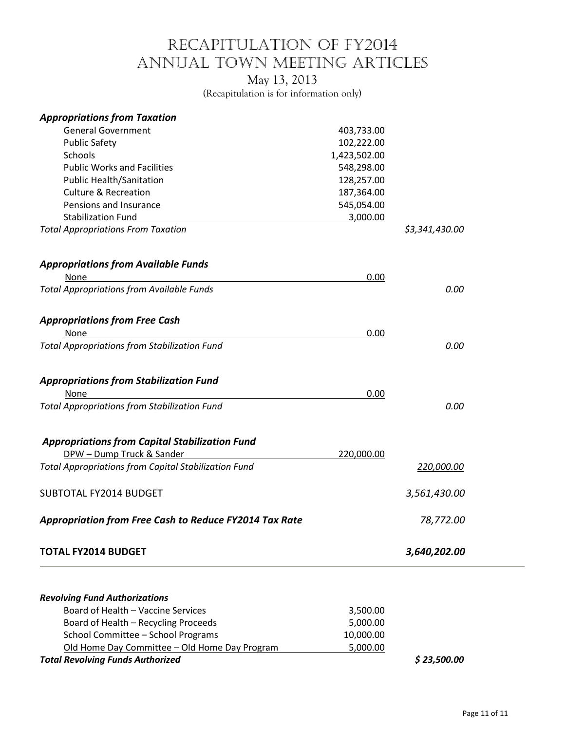# RECAPITULATION OF FY2014 ANNUAL TOWN MEETING ARTICLES

May 13, 2013

(Recapitulation is for information only)

| | | |
|---|---|---|
| ***Appropriations from Taxation*** | | |
| General Government | 403,733.00 | |
| Public Safety | 102,222.00 | |
| Schools | 1,423,502.00 | |
| Public Works and Facilities | 548,298.00 | |
| Public Health/Sanitation | 128,257.00 | |
| Culture & Recreation | 187,364.00 | |
| Pensions and Insurance | 545,054.00 | |
| Stabilization Fund | 3,000.00 | |
| *Total Appropriations From Taxation* | | *$3,341,430.00* |
| ***Appropriations from Available Funds*** | | |
| None | 0.00 | |
| *Total Appropriations from Available Funds* | | *0.00* |
| ***Appropriations from Free Cash*** | | |
| None | 0.00 | |
| *Total Appropriations from Stabilization Fund* | | *0.00* |
| ***Appropriations from Stabilization Fund*** | | |
| None | 0.00 | |
| *Total Appropriations from Stabilization Fund* | | *0.00* |
| ***Appropriations from Capital Stabilization Fund*** | | |
| DPW – Dump Truck & Sander | 220,000.00 | |
| *Total Appropriations from Capital Stabilization Fund* | | *220,000.00* |
| SUBTOTAL FY2014 BUDGET | | *3,561,430.00* |
| ***Appropriation from Free Cash to Reduce FY2014 Tax Rate*** | | *78,772.00* |
| **TOTAL FY2014 BUDGET** | | ***3,640,202.00*** |

| | | |
|---|---|---|
| ***Revolving Fund Authorizations*** | | |
| Board of Health – Vaccine Services | 3,500.00 | |
| Board of Health – Recycling Proceeds | 5,000.00 | |
| School Committee – School Programs | 10,000.00 | |
| Old Home Day Committee – Old Home Day Program | 5,000.00 | |
| ***Total Revolving Funds Authorized*** | | ***$ 23,500.00*** |